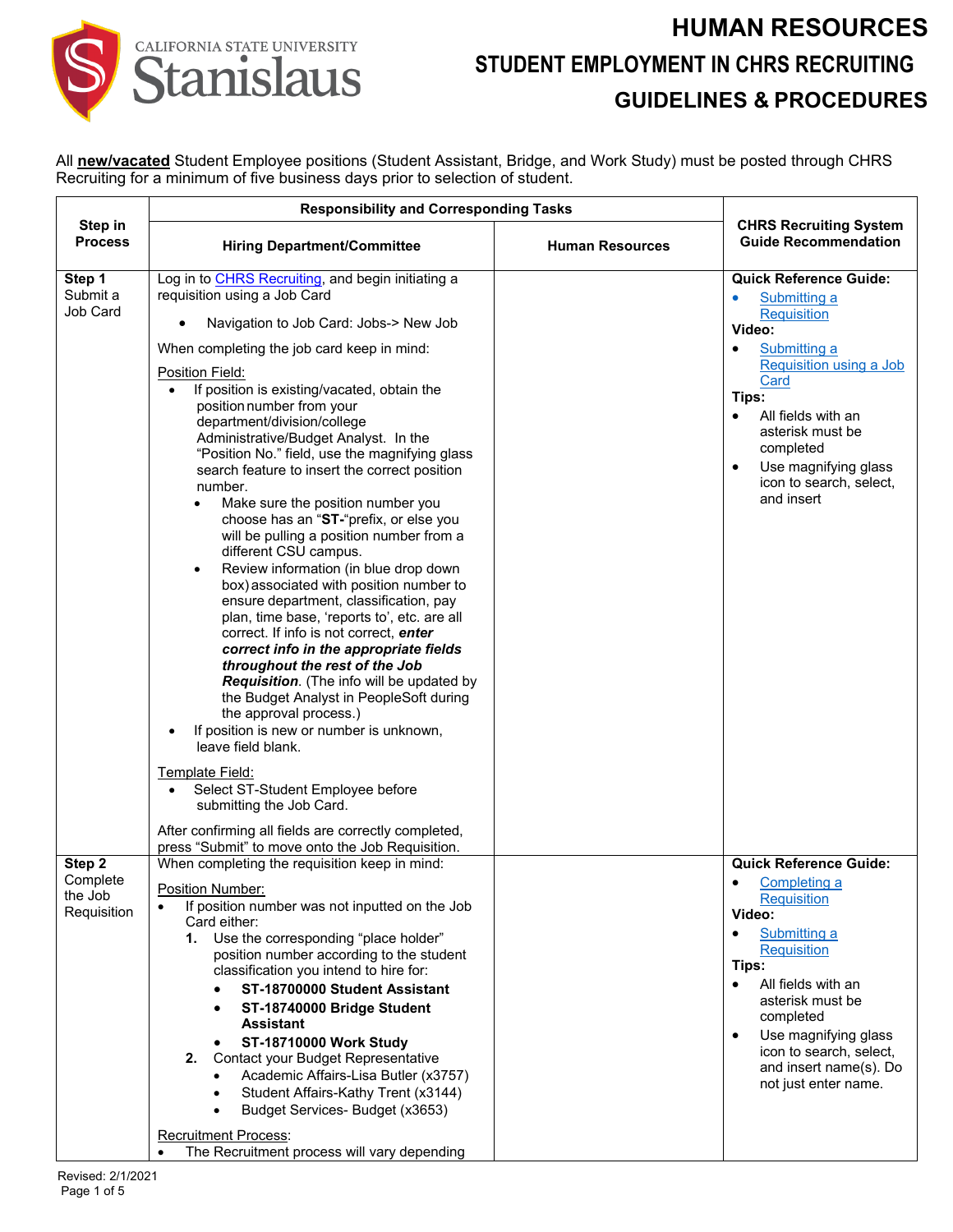# HUMAN RESOURCES

## STUDENT EMPLOYMENT IN CHRS RECRUITING

## GUIDELINES & PROCEDURES

All **new/vacated** Student Employee positions (Student Assistant, Bridge, and Work Study) must be posted through CHRS Recruiting for a minimum of five business days prior to selection of student.

| Step in Process | Responsibility and Corresponding Tasks | | CHRS Recruiting System Guide Recommendation |
|---|---|---|---|
| | **Hiring Department/Committee** | **Human Resources** | |
| **Step 1** Submit a Job Card | Log in to CHRS Recruiting, and begin initiating a requisition using a Job Card<br>• Navigation to Job Card: Jobs-> New Job<br><br>When completing the job card keep in mind:<br><br>Position Field:<br>• If position is existing/vacated, obtain the position number from your department/division/college Administrative/Budget Analyst. In the "Position No." field, use the magnifying glass search feature to insert the correct position number.<br>&nbsp;&nbsp;• Make sure the position number you choose has an "**ST-**"prefix, or else you will be pulling a position number from a different CSU campus.<br>&nbsp;&nbsp;• Review information (in blue drop down box) associated with position number to ensure department, classification, pay plan, time base, 'reports to', etc. are all correct. If info is not correct, ***enter correct info in the appropriate fields throughout the rest of the Job Requisition***. (The info will be updated by the Budget Analyst in PeopleSoft during the approval process.)<br>• If position is new or number is unknown, leave field blank.<br><br>Template Field:<br>• Select ST-Student Employee before submitting the Job Card.<br><br>After confirming all fields are correctly completed, press "Submit" to move onto the Job Requisition. | | **Quick Reference Guide:**<br>• Submitting a Requisition<br>**Video:**<br>• Submitting a Requisition using a Job Card<br>**Tips:**<br>• All fields with an asterisk must be completed<br>• Use magnifying glass icon to search, select, and insert |
| **Step 2** Complete the Job Requisition | When completing the requisition keep in mind:<br><br>Position Number:<br>• If position number was not inputted on the Job Card either:<br>&nbsp;&nbsp;**1.** Use the corresponding "place holder" position number according to the student classification you intend to hire for:<br>&nbsp;&nbsp;&nbsp;&nbsp;• **ST-18700000 Student Assistant**<br>&nbsp;&nbsp;&nbsp;&nbsp;• **ST-18740000 Bridge Student Assistant**<br>&nbsp;&nbsp;&nbsp;&nbsp;• **ST-18710000 Work Study**<br>&nbsp;&nbsp;**2.** Contact your Budget Representative<br>&nbsp;&nbsp;&nbsp;&nbsp;• Academic Affairs-Lisa Butler (x3757)<br>&nbsp;&nbsp;&nbsp;&nbsp;• Student Affairs-Kathy Trent (x3144)<br>&nbsp;&nbsp;&nbsp;&nbsp;• Budget Services- Budget (x3653)<br><br>Recruitment Process:<br>• The Recruitment process will vary depending | | **Quick Reference Guide:**<br>• Completing a Requisition<br>**Video:**<br>• Submitting a Requisition<br>**Tips:**<br>• All fields with an asterisk must be completed<br>• Use magnifying glass icon to search, select, and insert name(s). Do not just enter name. |

Revised: 2/1/2021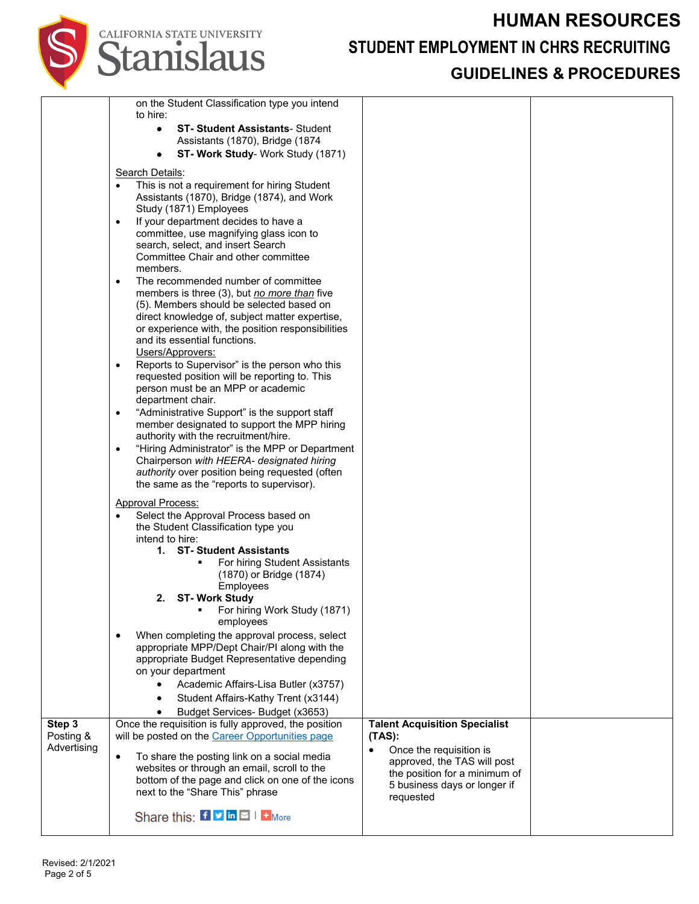| | | | |
|---|---|---|---|
| | on the Student Classification type you intend to hire:<br>• **ST- Student Assistants**- Student Assistants (1870), Bridge (1874<br>• **ST- Work Study**- Work Study (1871)<br><br><u>Search Details</u>:<br>• This is not a requirement for hiring Student Assistants (1870), Bridge (1874), and Work Study (1871) Employees<br>• If your department decides to have a committee, use magnifying glass icon to search, select, and insert Search Committee Chair and other committee members.<br>• The recommended number of committee members is three (3), but *<u>no more than</u>* five (5). Members should be selected based on direct knowledge of, subject matter expertise, or experience with, the position responsibilities and its essential functions.<br><u>Users/Approvers:</u><br>• Reports to Supervisor" is the person who this requested position will be reporting to. This person must be an MPP or academic department chair.<br>• "Administrative Support" is the support staff member designated to support the MPP hiring authority with the recruitment/hire.<br>• "Hiring Administrator" is the MPP or Department Chairperson *with HEERA- designated hiring authority* over position being requested (often the same as the "reports to supervisor).<br><br><u>Approval Process:</u><br>• Select the Approval Process based on the Student Classification type you intend to hire:<br>**1. ST- Student Assistants**<br>▪ For hiring Student Assistants (1870) or Bridge (1874) Employees<br>**2. ST- Work Study**<br>▪ For hiring Work Study (1871) employees<br>• When completing the approval process, select appropriate MPP/Dept Chair/PI along with the appropriate Budget Representative depending on your department<br>• Academic Affairs-Lisa Butler (x3757)<br>• Student Affairs-Kathy Trent (x3144)<br>• Budget Services- Budget (x3653) | | |
| **Step 3** Posting & Advertising | Once the requisition is fully approved, the position will be posted on the Career Opportunities page<br><br>• To share the posting link on a social media websites or through an email, scroll to the bottom of the page and click on one of the icons next to the "Share This" phrase<br><br>Share this: More | **Talent Acquisition Specialist (TAS):**<br>• Once the requisition is approved, the TAS will post the position for a minimum of 5 business days or longer if requested | |

Revised: 2/1/2021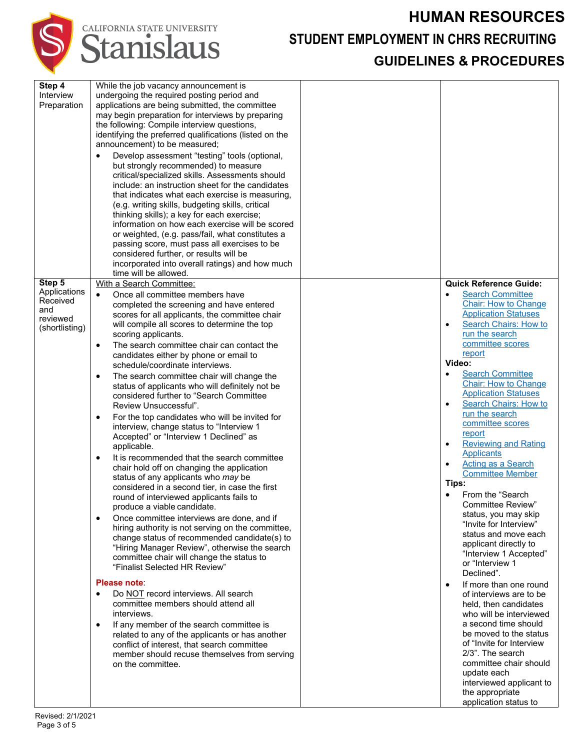| | | | |
|---|---|---|---|
| **Step 4** Interview Preparation | While the job vacancy announcement is undergoing the required posting period and applications are being submitted, the committee may begin preparation for interviews by preparing the following: Compile interview questions, identifying the preferred qualifications (listed on the announcement) to be measured;<br>• Develop assessment "testing" tools (optional, but strongly recommended) to measure critical/specialized skills. Assessments should include: an instruction sheet for the candidates that indicates what each exercise is measuring, (e.g. writing skills, budgeting skills, critical thinking skills); a key for each exercise; information on how each exercise will be scored or weighted, (e.g. pass/fail, what constitutes a passing score, must pass all exercises to be considered further, or results will be incorporated into overall ratings) and how much time will be allowed. | | |
| **Step 5** Applications Received and reviewed (shortlisting) | <u>With a Search Committee:</u><br>• Once all committee members have completed the screening and have entered scores for all applicants, the committee chair will compile all scores to determine the top scoring applicants.<br>• The search committee chair can contact the candidates either by phone or email to schedule/coordinate interviews.<br>• The search committee chair will change the status of applicants who will definitely not be considered further to "Search Committee Review Unsuccessful".<br>• For the top candidates who will be invited for interview, change status to "Interview 1 Accepted" or "Interview 1 Declined" as applicable.<br>• It is recommended that the search committee chair hold off on changing the application status of any applicants who *may* be considered in a second tier, in case the first round of interviewed applicants fails to produce a viable candidate.<br>• Once committee interviews are done, and if hiring authority is not serving on the committee, change status of recommended candidate(s) to "Hiring Manager Review", otherwise the search committee chair will change the status to "Finalist Selected HR Review"<br><br>**Please note**:<br>• Do <u>NOT</u> record interviews. All search committee members should attend all interviews.<br>• If any member of the search committee is related to any of the applicants or has another conflict of interest, that search committee member should recuse themselves from serving on the committee. | | **Quick Reference Guide:**<br>• Search Committee Chair: How to Change Application Statuses<br>• Search Chairs: How to run the search committee scores report<br>**Video:**<br>• Search Committee Chair: How to Change Application Statuses<br>• Search Chairs: How to run the search committee scores report<br>• Reviewing and Rating Applicants<br>• Acting as a Search Committee Member<br>**Tips:**<br>• From the "Search Committee Review" status, you may skip "Invite for Interview" status and move each applicant directly to "Interview 1 Accepted" or "Interview 1 Declined".<br>• If more than one round of interviews are to be held, then candidates who will be interviewed a second time should be moved to the status of "Invite for Interview 2/3". The search committee chair should update each interviewed applicant to the appropriate application status to |

Revised: 2/1/2021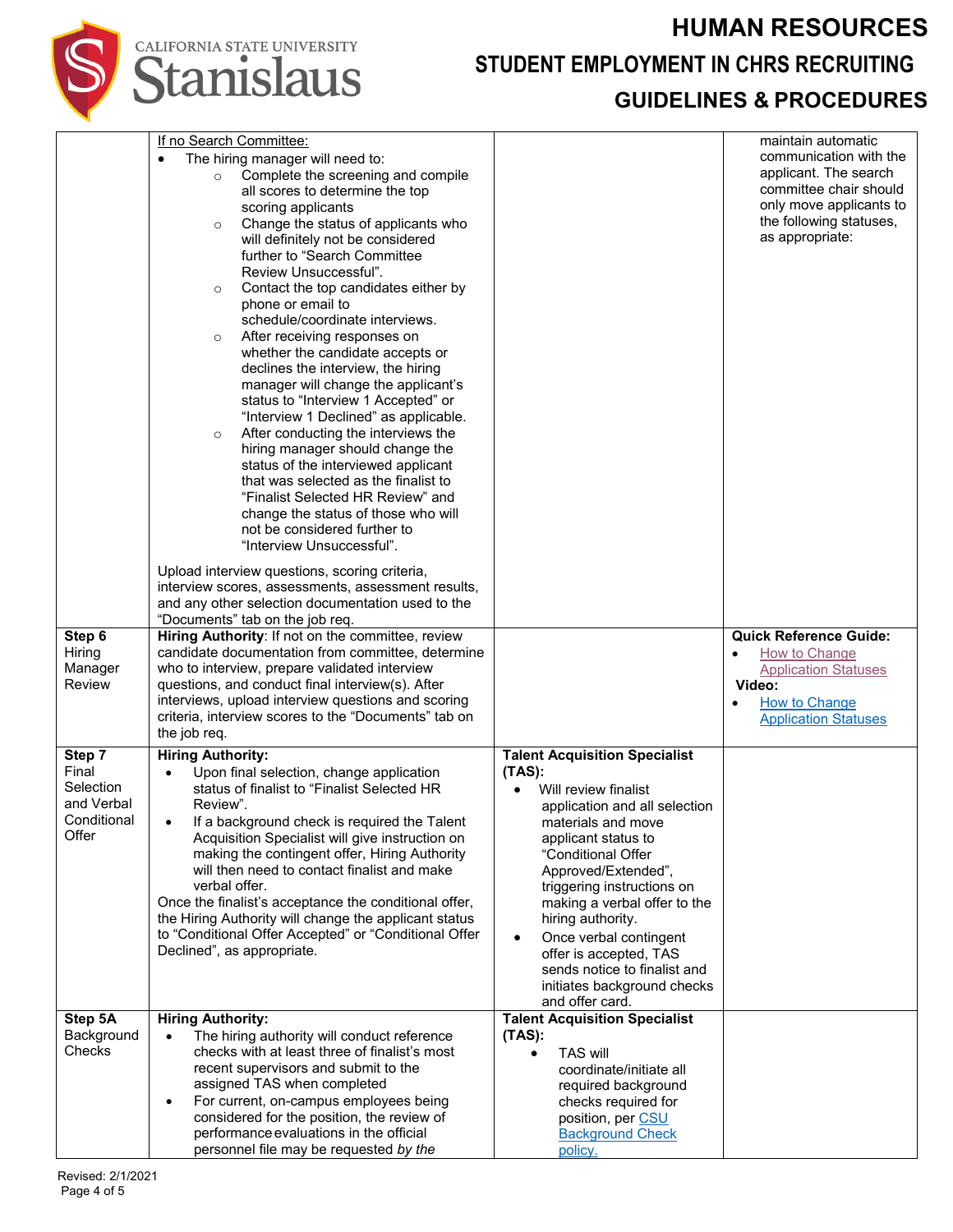| | | | |
|---|---|---|---|
| | If no Search Committee:<br>• The hiring manager will need to:<br>  ○ Complete the screening and compile all scores to determine the top scoring applicants<br>  ○ Change the status of applicants who will definitely not be considered further to "Search Committee Review Unsuccessful".<br>  ○ Contact the top candidates either by phone or email to schedule/coordinate interviews.<br>  ○ After receiving responses on whether the candidate accepts or declines the interview, the hiring manager will change the applicant's status to "Interview 1 Accepted" or "Interview 1 Declined" as applicable.<br>  ○ After conducting the interviews the hiring manager should change the status of the interviewed applicant that was selected as the finalist to "Finalist Selected HR Review" and change the status of those who will not be considered further to "Interview Unsuccessful".<br><br>Upload interview questions, scoring criteria, interview scores, assessments, assessment results, and any other selection documentation used to the "Documents" tab on the job req. | | maintain automatic communication with the applicant. The search committee chair should only move applicants to the following statuses, as appropriate: |
| **Step 6** Hiring Manager Review | **Hiring Authority**: If not on the committee, review candidate documentation from committee, determine who to interview, prepare validated interview questions, and conduct final interview(s). After interviews, upload interview questions and scoring criteria, interview scores to the "Documents" tab on the job req. | | **Quick Reference Guide:**<br>• How to Change Application Statuses<br>**Video:**<br>• How to Change Application Statuses |
| **Step 7** Final Selection and Verbal Conditional Offer | **Hiring Authority:**<br>• Upon final selection, change application status of finalist to "Finalist Selected HR Review".<br>• If a background check is required the Talent Acquisition Specialist will give instruction on making the contingent offer, Hiring Authority will then need to contact finalist and make verbal offer.<br>Once the finalist's acceptance the conditional offer, the Hiring Authority will change the applicant status to "Conditional Offer Accepted" or "Conditional Offer Declined", as appropriate. | **Talent Acquisition Specialist (TAS):**<br>• Will review finalist application and all selection materials and move applicant status to "Conditional Offer Approved/Extended", triggering instructions on making a verbal offer to the hiring authority.<br>• Once verbal contingent offer is accepted, TAS sends notice to finalist and initiates background checks and offer card. | |
| **Step 5A** Background Checks | **Hiring Authority:**<br>• The hiring authority will conduct reference checks with at least three of finalist's most recent supervisors and submit to the assigned TAS when completed<br>• For current, on-campus employees being considered for the position, the review of performance evaluations in the official personnel file may be requested *by the* | **Talent Acquisition Specialist (TAS):**<br>• TAS will coordinate/initiate all required background checks required for position, per CSU Background Check policy. | |

Revised: 2/1/2021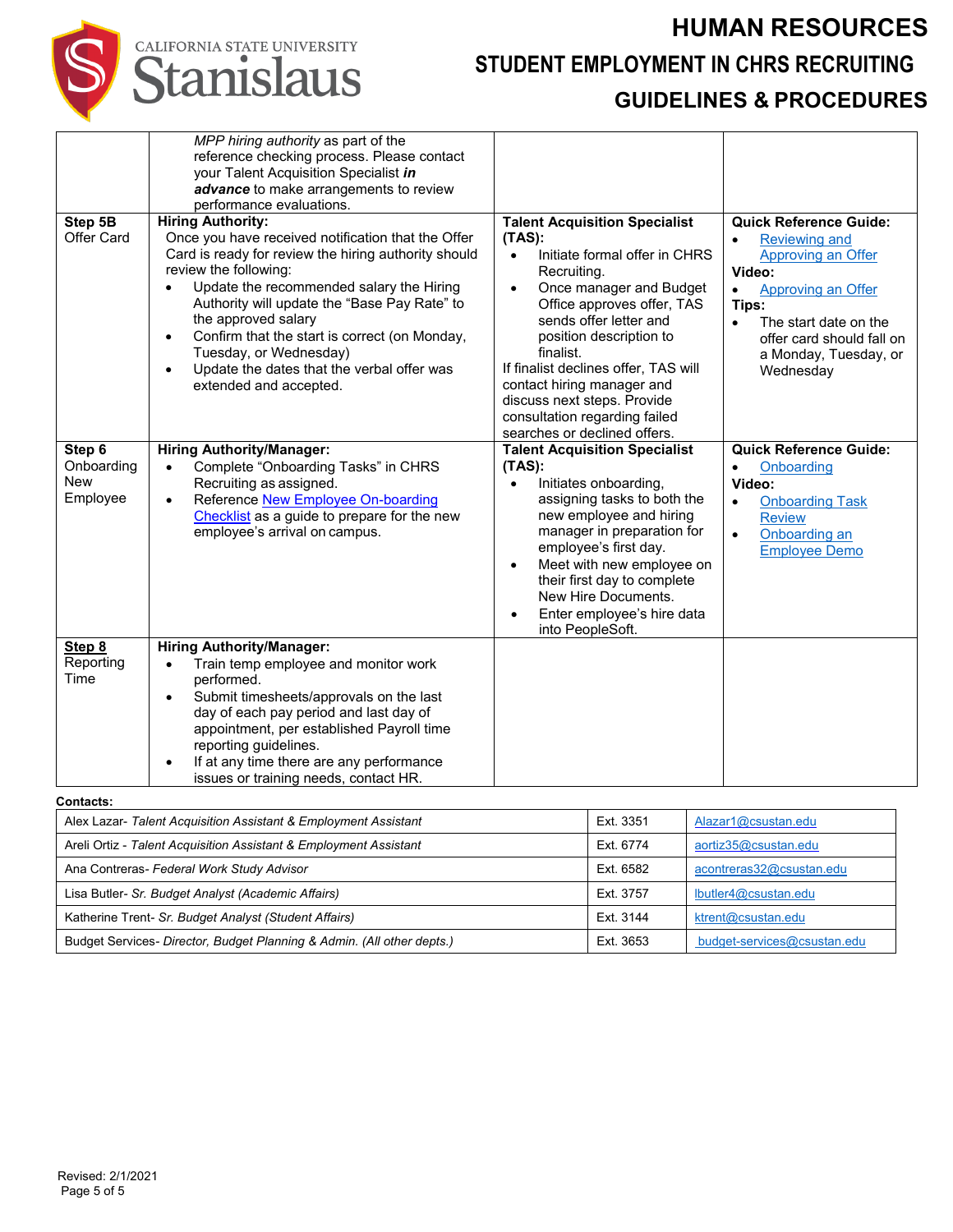| | | | |
|---|---|---|---|
| | *MPP hiring authority* as part of the reference checking process. Please contact your Talent Acquisition Specialist ***in advance*** to make arrangements to review performance evaluations. | | |
| **Step 5B** Offer Card | **Hiring Authority:** Once you have received notification that the Offer Card is ready for review the hiring authority should review the following:<br>• Update the recommended salary the Hiring Authority will update the "Base Pay Rate" to the approved salary<br>• Confirm that the start is correct (on Monday, Tuesday, or Wednesday)<br>• Update the dates that the verbal offer was extended and accepted. | **Talent Acquisition Specialist (TAS):**<br>• Initiate formal offer in CHRS Recruiting.<br>• Once manager and Budget Office approves offer, TAS sends offer letter and position description to finalist.<br>If finalist declines offer, TAS will contact hiring manager and discuss next steps. Provide consultation regarding failed searches or declined offers. | **Quick Reference Guide:**<br>• Reviewing and Approving an Offer<br>**Video:**<br>• Approving an Offer<br>**Tips:**<br>• The start date on the offer card should fall on a Monday, Tuesday, or Wednesday |
| **Step 6** Onboarding New Employee | **Hiring Authority/Manager:**<br>• Complete "Onboarding Tasks" in CHRS Recruiting as assigned.<br>• Reference New Employee On-boarding Checklist as a guide to prepare for the new employee's arrival on campus. | **Talent Acquisition Specialist (TAS):**<br>• Initiates onboarding, assigning tasks to both the new employee and hiring manager in preparation for employee's first day.<br>• Meet with new employee on their first day to complete New Hire Documents.<br>• Enter employee's hire data into PeopleSoft. | **Quick Reference Guide:**<br>• Onboarding<br>**Video:**<br>• Onboarding Task Review<br>• Onboarding an Employee Demo |
| **Step 8** Reporting Time | **Hiring Authority/Manager:**<br>• Train temp employee and monitor work performed.<br>• Submit timesheets/approvals on the last day of each pay period and last day of appointment, per established Payroll time reporting guidelines.<br>• If at any time there are any performance issues or training needs, contact HR. | | |

**Contacts:**

| | | |
|---|---|---|
| Alex Lazar- *Talent Acquisition Assistant & Employment Assistant* | Ext. 3351 | Alazar1@csustan.edu |
| Areli Ortiz - *Talent Acquisition Assistant & Employment Assistant* | Ext. 6774 | aortiz35@csustan.edu |
| Ana Contreras- *Federal Work Study Advisor* | Ext. 6582 | acontreras32@csustan.edu |
| Lisa Butler- *Sr. Budget Analyst (Academic Affairs)* | Ext. 3757 | lbutler4@csustan.edu |
| Katherine Trent- *Sr. Budget Analyst (Student Affairs)* | Ext. 3144 | ktrent@csustan.edu |
| Budget Services- *Director, Budget Planning & Admin. (All other depts.)* | Ext. 3653 | budget-services@csustan.edu |

Revised: 2/1/2021